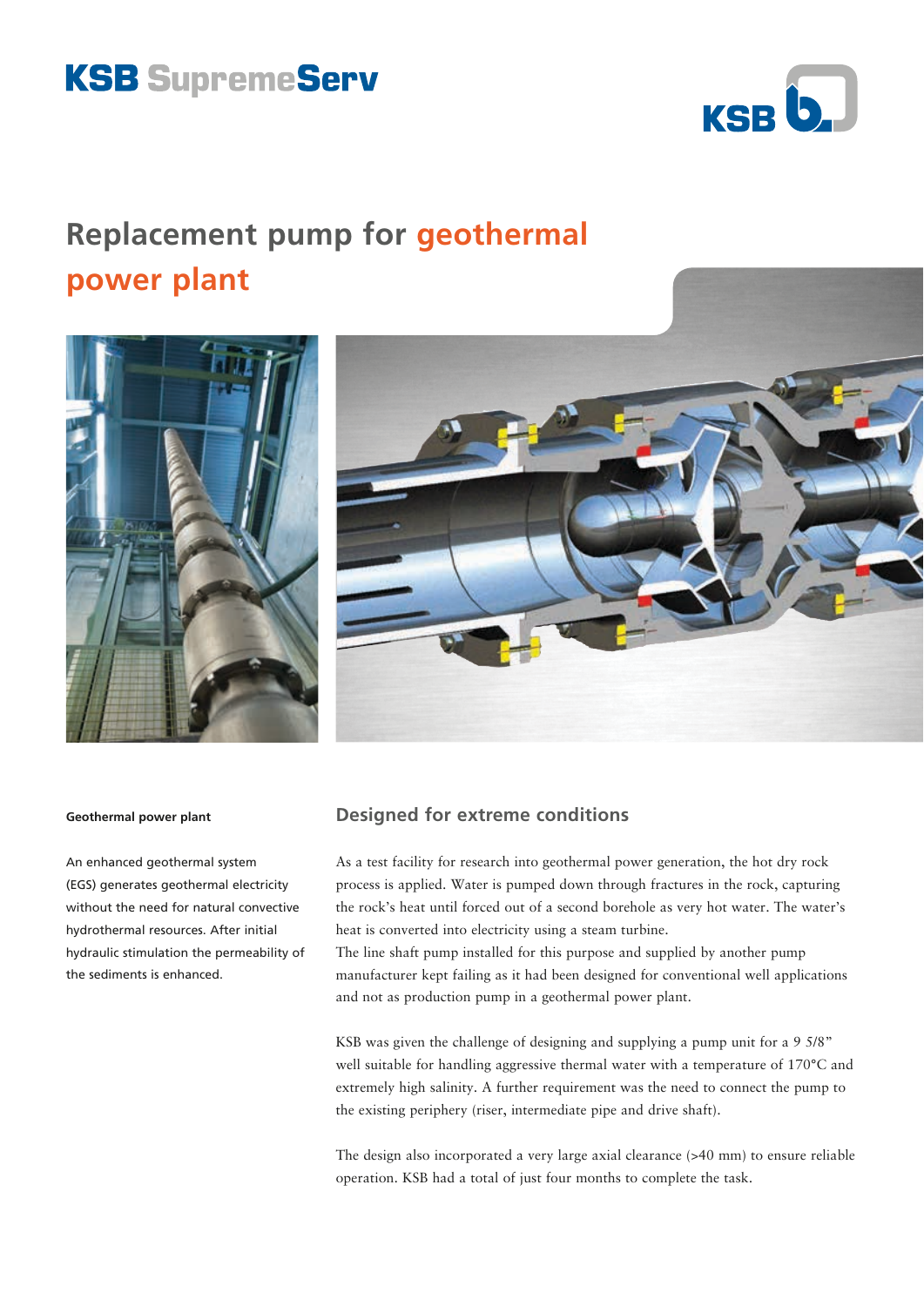KSB SupremeServ

# Replacement pump for geothermal power plant

**Geothermal power plant**

An enhanced geothermal system (EGS) generates geothermal electricity without the need for natural convective hydrothermal resources. After initial hydraulic stimulation the permeability of the sediments is enhanced.

## Designed for extreme conditions

As a test facility for research into geothermal power generation, the hot dry rock process is applied. Water is pumped down through fractures in the rock, capturing the rock's heat until forced out of a second borehole as very hot water. The water's heat is converted into electricity using a steam turbine.
The line shaft pump installed for this purpose and supplied by another pump manufacturer kept failing as it had been designed for conventional well applications and not as production pump in a geothermal power plant.

KSB was given the challenge of designing and supplying a pump unit for a 9 5/8" well suitable for handling aggressive thermal water with a temperature of 170°C and extremely high salinity. A further requirement was the need to connect the pump to the existing periphery (riser, intermediate pipe and drive shaft).

The design also incorporated a very large axial clearance (>40 mm) to ensure reliable operation. KSB had a total of just four months to complete the task.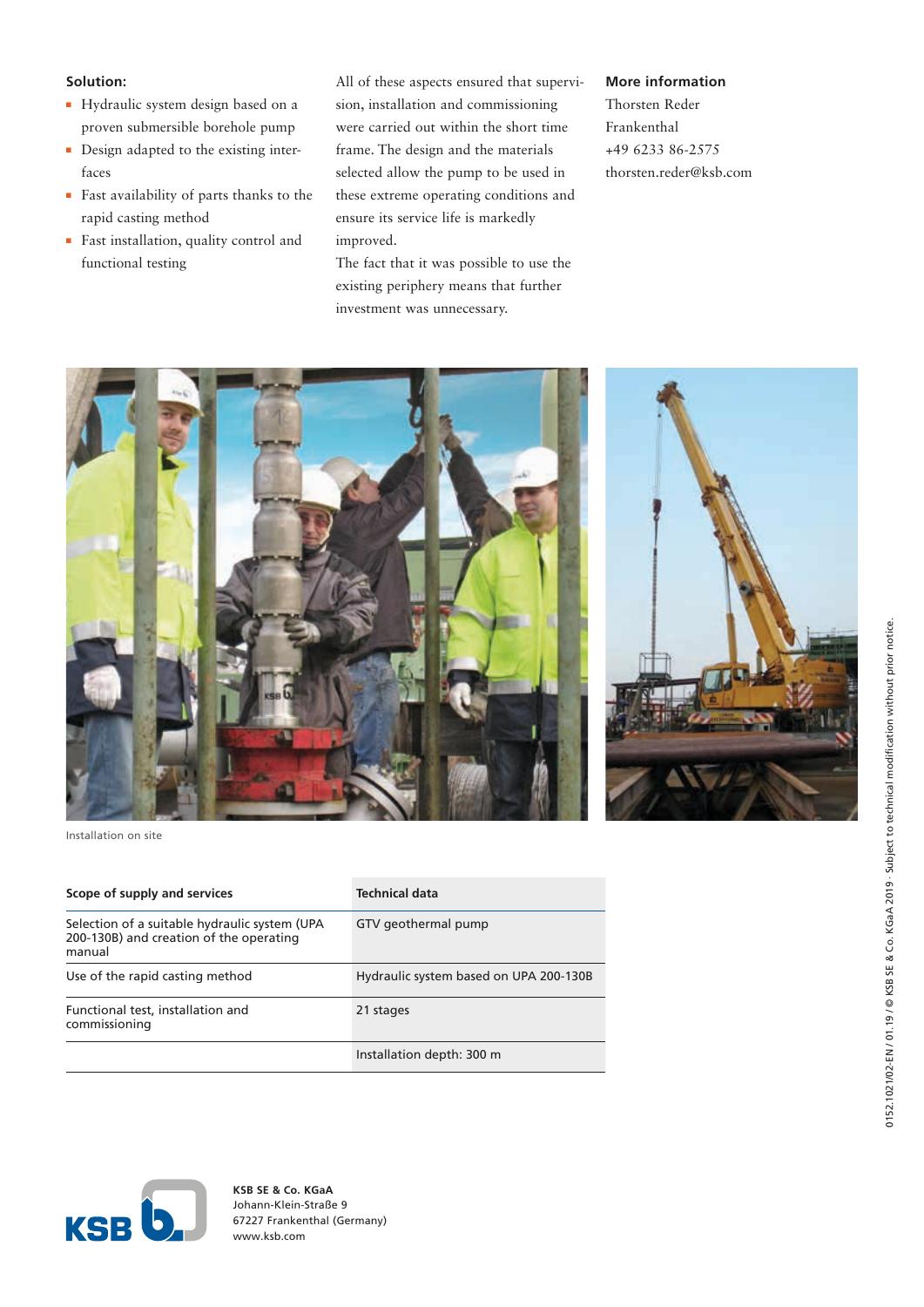**Solution:**

- Hydraulic system design based on a proven submersible borehole pump
- Design adapted to the existing interfaces
- Fast availability of parts thanks to the rapid casting method
- Fast installation, quality control and functional testing

All of these aspects ensured that supervision, installation and commissioning were carried out within the short time frame. The design and the materials selected allow the pump to be used in these extreme operating conditions and ensure its service life is markedly improved.
The fact that it was possible to use the existing periphery means that further investment was unnecessary.

**More information**
Thorsten Reder
Frankenthal
+49 6233 86-2575
thorsten.reder@ksb.com

Installation on site

| Scope of supply and services | Technical data |
| --- | --- |
| Selection of a suitable hydraulic system (UPA 200-130B) and creation of the operating manual | GTV geothermal pump |
| Use of the rapid casting method | Hydraulic system based on UPA 200-130B |
| Functional test, installation and commissioning | 21 stages |
| | Installation depth: 300 m |

**KSB SE & Co. KGaA**
Johann-Klein-Straße 9
67227 Frankenthal (Germany)
www.ksb.com

0152.1021/02-EN / 01.19 / © KSB SE & Co. KGaA 2019 · Subject to technical modification without prior notice.